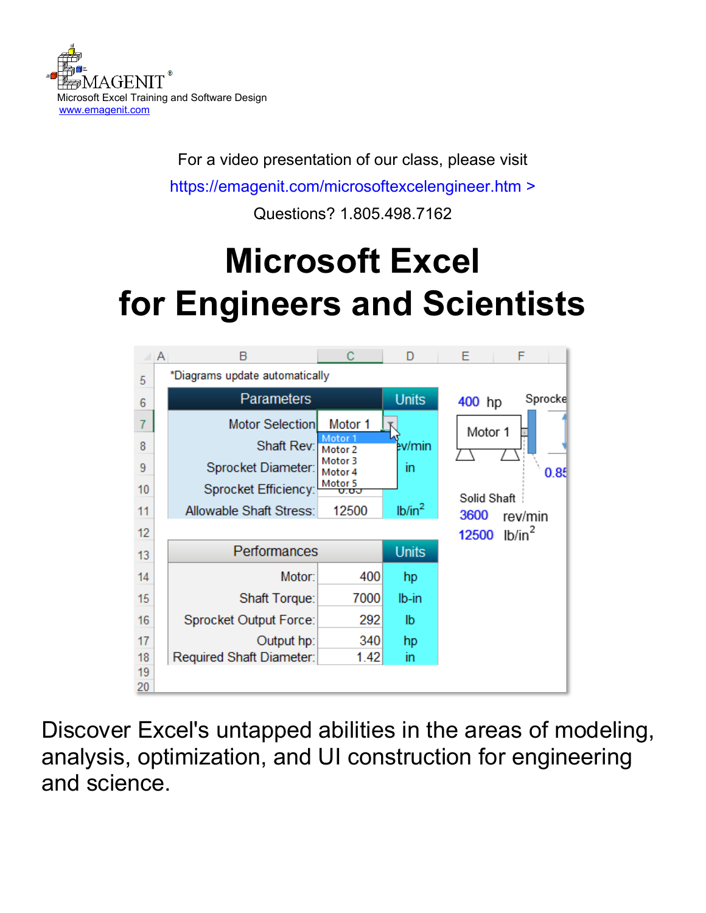EMAGENIT®
Microsoft Excel Training and Software Design
www.emagenit.com

For a video presentation of our class, please visit

https://emagenit.com/microsoftexcelengineer.htm >

Questions? 1.805.498.7162

# Microsoft Excel for Engineers and Scientists

Discover Excel's untapped abilities in the areas of modeling, analysis, optimization, and UI construction for engineering and science.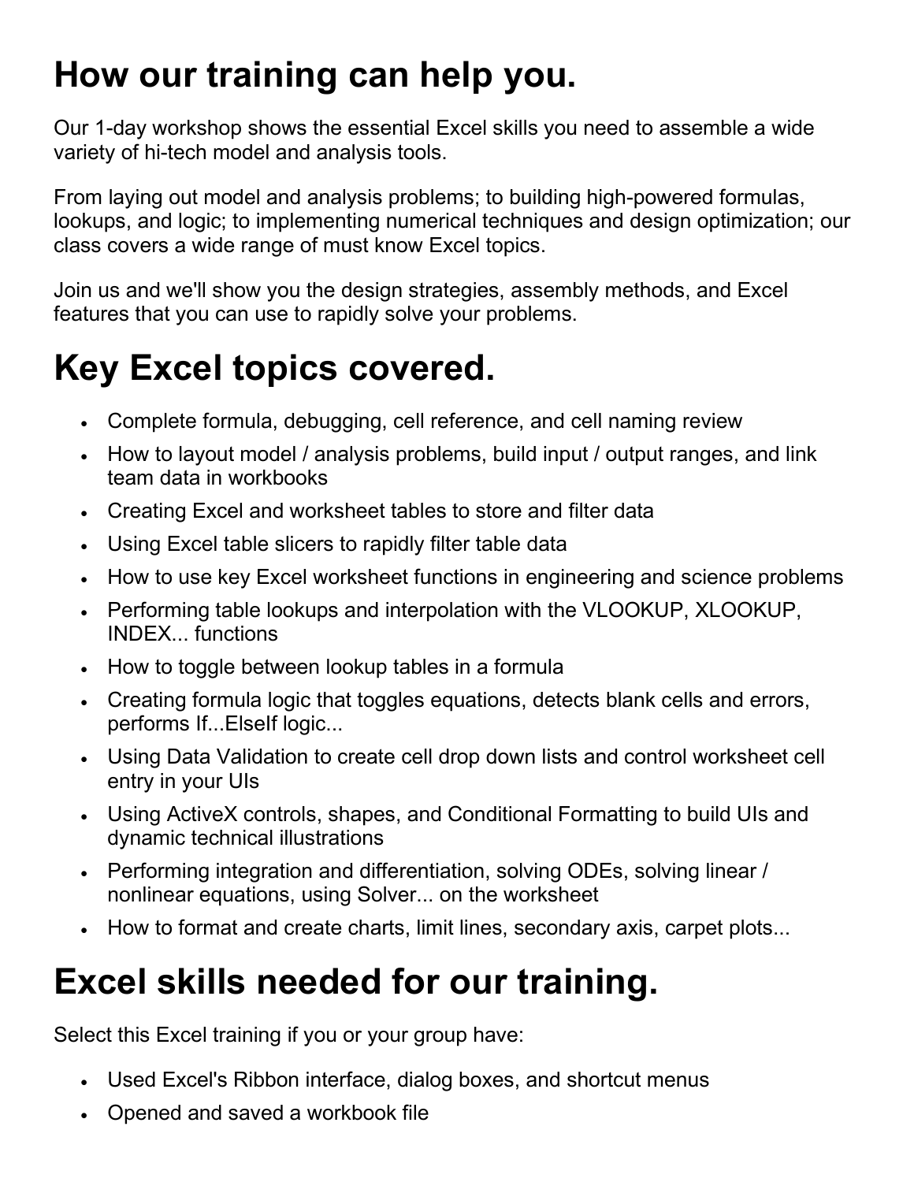# How our training can help you.

Our 1-day workshop shows the essential Excel skills you need to assemble a wide variety of hi-tech model and analysis tools.

From laying out model and analysis problems; to building high-powered formulas, lookups, and logic; to implementing numerical techniques and design optimization; our class covers a wide range of must know Excel topics.

Join us and we'll show you the design strategies, assembly methods, and Excel features that you can use to rapidly solve your problems.

# Key Excel topics covered.

- Complete formula, debugging, cell reference, and cell naming review
- How to layout model / analysis problems, build input / output ranges, and link team data in workbooks
- Creating Excel and worksheet tables to store and filter data
- Using Excel table slicers to rapidly filter table data
- How to use key Excel worksheet functions in engineering and science problems
- Performing table lookups and interpolation with the VLOOKUP, XLOOKUP, INDEX... functions
- How to toggle between lookup tables in a formula
- Creating formula logic that toggles equations, detects blank cells and errors, performs If...ElseIf logic...
- Using Data Validation to create cell drop down lists and control worksheet cell entry in your UIs
- Using ActiveX controls, shapes, and Conditional Formatting to build UIs and dynamic technical illustrations
- Performing integration and differentiation, solving ODEs, solving linear / nonlinear equations, using Solver... on the worksheet
- How to format and create charts, limit lines, secondary axis, carpet plots...

# Excel skills needed for our training.

Select this Excel training if you or your group have:

- Used Excel's Ribbon interface, dialog boxes, and shortcut menus
- Opened and saved a workbook file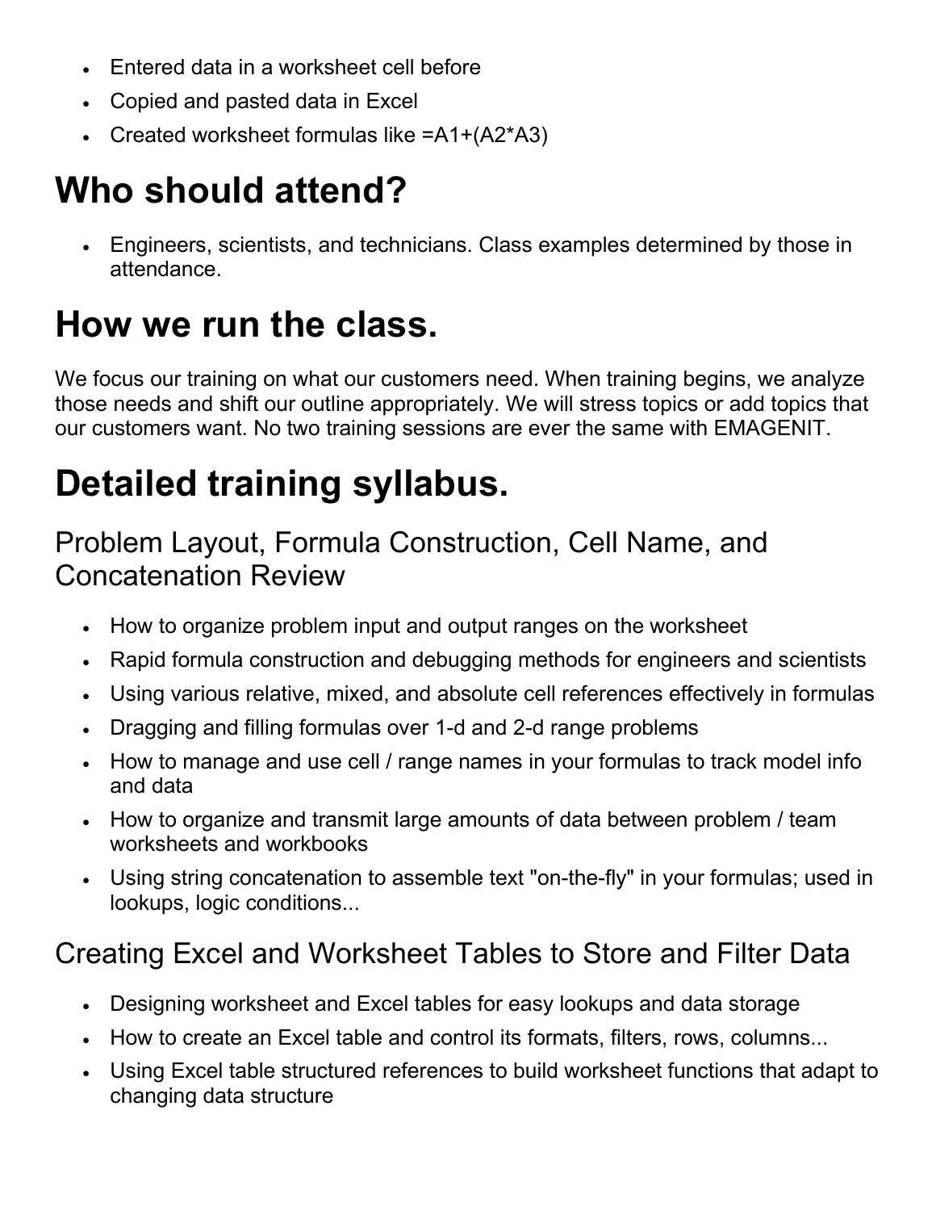- Entered data in a worksheet cell before
- Copied and pasted data in Excel
- Created worksheet formulas like =A1+(A2*A3)

# Who should attend?

- Engineers, scientists, and technicians. Class examples determined by those in attendance.

# How we run the class.

We focus our training on what our customers need. When training begins, we analyze those needs and shift our outline appropriately. We will stress topics or add topics that our customers want. No two training sessions are ever the same with EMAGENIT.

# Detailed training syllabus.

## Problem Layout, Formula Construction, Cell Name, and Concatenation Review

- How to organize problem input and output ranges on the worksheet
- Rapid formula construction and debugging methods for engineers and scientists
- Using various relative, mixed, and absolute cell references effectively in formulas
- Dragging and filling formulas over 1-d and 2-d range problems
- How to manage and use cell / range names in your formulas to track model info and data
- How to organize and transmit large amounts of data between problem / team worksheets and workbooks
- Using string concatenation to assemble text "on-the-fly" in your formulas; used in lookups, logic conditions...

## Creating Excel and Worksheet Tables to Store and Filter Data

- Designing worksheet and Excel tables for easy lookups and data storage
- How to create an Excel table and control its formats, filters, rows, columns...
- Using Excel table structured references to build worksheet functions that adapt to changing data structure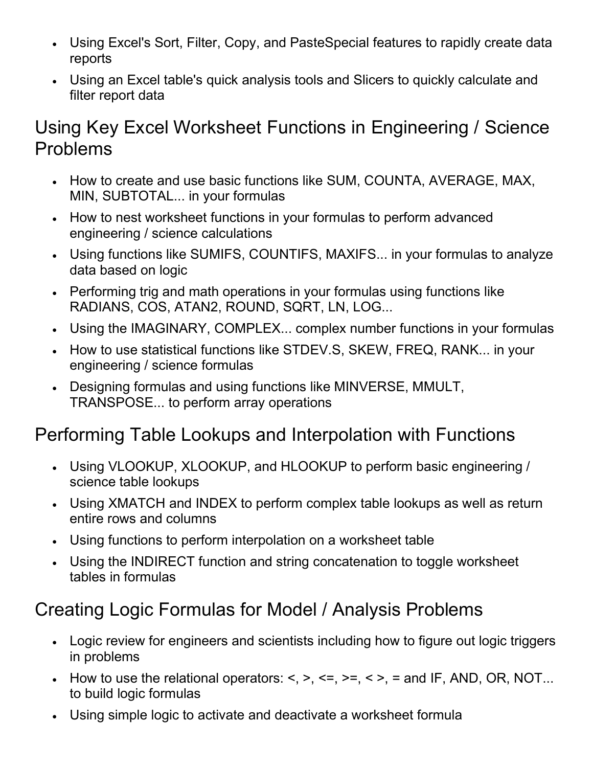- Using Excel's Sort, Filter, Copy, and PasteSpecial features to rapidly create data reports
- Using an Excel table's quick analysis tools and Slicers to quickly calculate and filter report data

## Using Key Excel Worksheet Functions in Engineering / Science Problems

- How to create and use basic functions like SUM, COUNTA, AVERAGE, MAX, MIN, SUBTOTAL... in your formulas
- How to nest worksheet functions in your formulas to perform advanced engineering / science calculations
- Using functions like SUMIFS, COUNTIFS, MAXIFS... in your formulas to analyze data based on logic
- Performing trig and math operations in your formulas using functions like RADIANS, COS, ATAN2, ROUND, SQRT, LN, LOG...
- Using the IMAGINARY, COMPLEX... complex number functions in your formulas
- How to use statistical functions like STDEV.S, SKEW, FREQ, RANK... in your engineering / science formulas
- Designing formulas and using functions like MINVERSE, MMULT, TRANSPOSE... to perform array operations

## Performing Table Lookups and Interpolation with Functions

- Using VLOOKUP, XLOOKUP, and HLOOKUP to perform basic engineering / science table lookups
- Using XMATCH and INDEX to perform complex table lookups as well as return entire rows and columns
- Using functions to perform interpolation on a worksheet table
- Using the INDIRECT function and string concatenation to toggle worksheet tables in formulas

## Creating Logic Formulas for Model / Analysis Problems

- Logic review for engineers and scientists including how to figure out logic triggers in problems
- How to use the relational operators: <, >, <=, >=, < >, = and IF, AND, OR, NOT... to build logic formulas
- Using simple logic to activate and deactivate a worksheet formula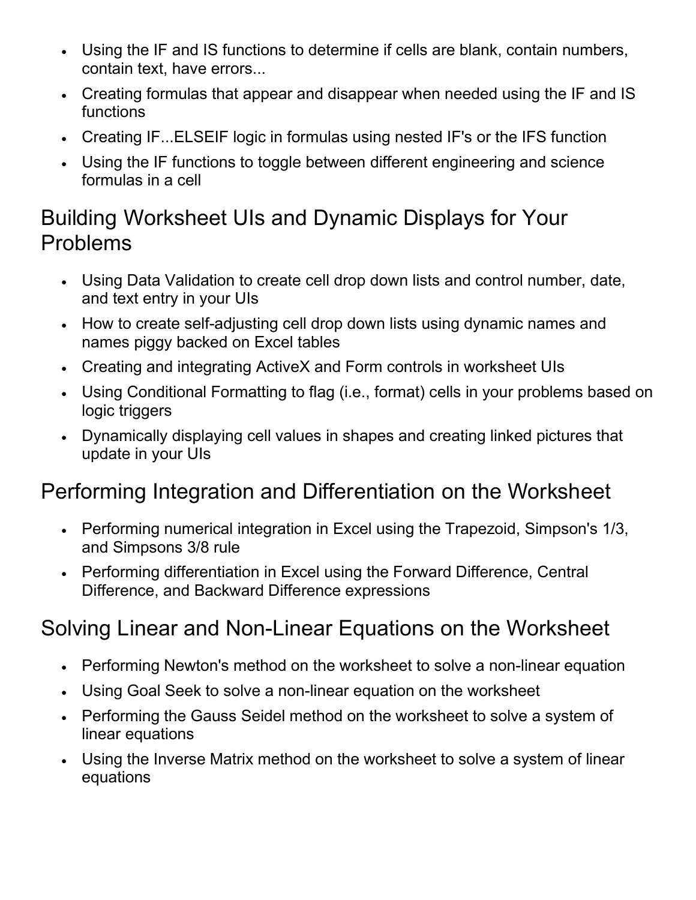- Using the IF and IS functions to determine if cells are blank, contain numbers, contain text, have errors...
- Creating formulas that appear and disappear when needed using the IF and IS functions
- Creating IF...ELSEIF logic in formulas using nested IF's or the IFS function
- Using the IF functions to toggle between different engineering and science formulas in a cell

## Building Worksheet UIs and Dynamic Displays for Your Problems

- Using Data Validation to create cell drop down lists and control number, date, and text entry in your UIs
- How to create self-adjusting cell drop down lists using dynamic names and names piggy backed on Excel tables
- Creating and integrating ActiveX and Form controls in worksheet UIs
- Using Conditional Formatting to flag (i.e., format) cells in your problems based on logic triggers
- Dynamically displaying cell values in shapes and creating linked pictures that update in your UIs

## Performing Integration and Differentiation on the Worksheet

- Performing numerical integration in Excel using the Trapezoid, Simpson's 1/3, and Simpsons 3/8 rule
- Performing differentiation in Excel using the Forward Difference, Central Difference, and Backward Difference expressions

## Solving Linear and Non-Linear Equations on the Worksheet

- Performing Newton's method on the worksheet to solve a non-linear equation
- Using Goal Seek to solve a non-linear equation on the worksheet
- Performing the Gauss Seidel method on the worksheet to solve a system of linear equations
- Using the Inverse Matrix method on the worksheet to solve a system of linear equations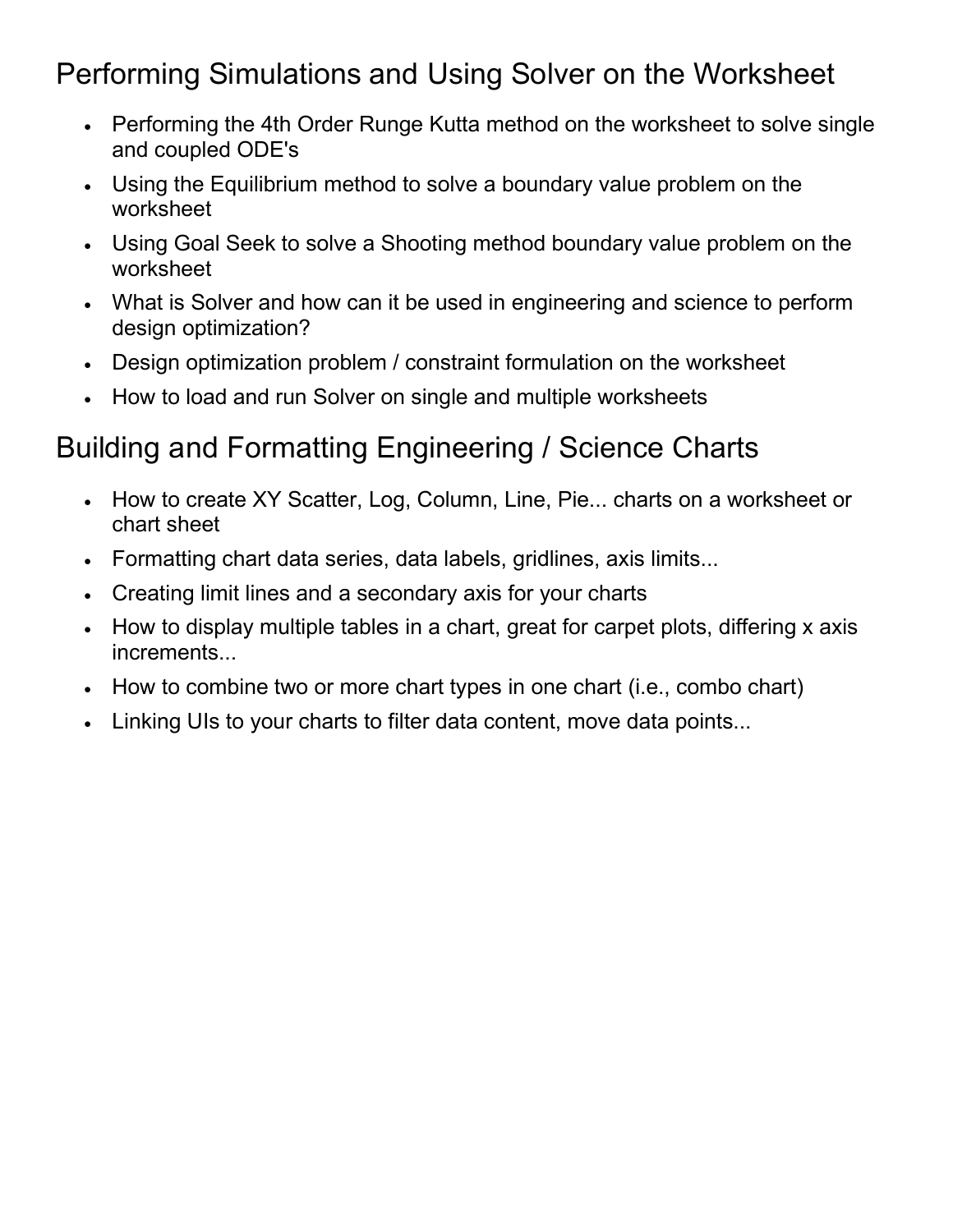## Performing Simulations and Using Solver on the Worksheet

- Performing the 4th Order Runge Kutta method on the worksheet to solve single and coupled ODE's
- Using the Equilibrium method to solve a boundary value problem on the worksheet
- Using Goal Seek to solve a Shooting method boundary value problem on the worksheet
- What is Solver and how can it be used in engineering and science to perform design optimization?
- Design optimization problem / constraint formulation on the worksheet
- How to load and run Solver on single and multiple worksheets

## Building and Formatting Engineering / Science Charts

- How to create XY Scatter, Log, Column, Line, Pie... charts on a worksheet or chart sheet
- Formatting chart data series, data labels, gridlines, axis limits...
- Creating limit lines and a secondary axis for your charts
- How to display multiple tables in a chart, great for carpet plots, differing x axis increments...
- How to combine two or more chart types in one chart (i.e., combo chart)
- Linking UIs to your charts to filter data content, move data points...